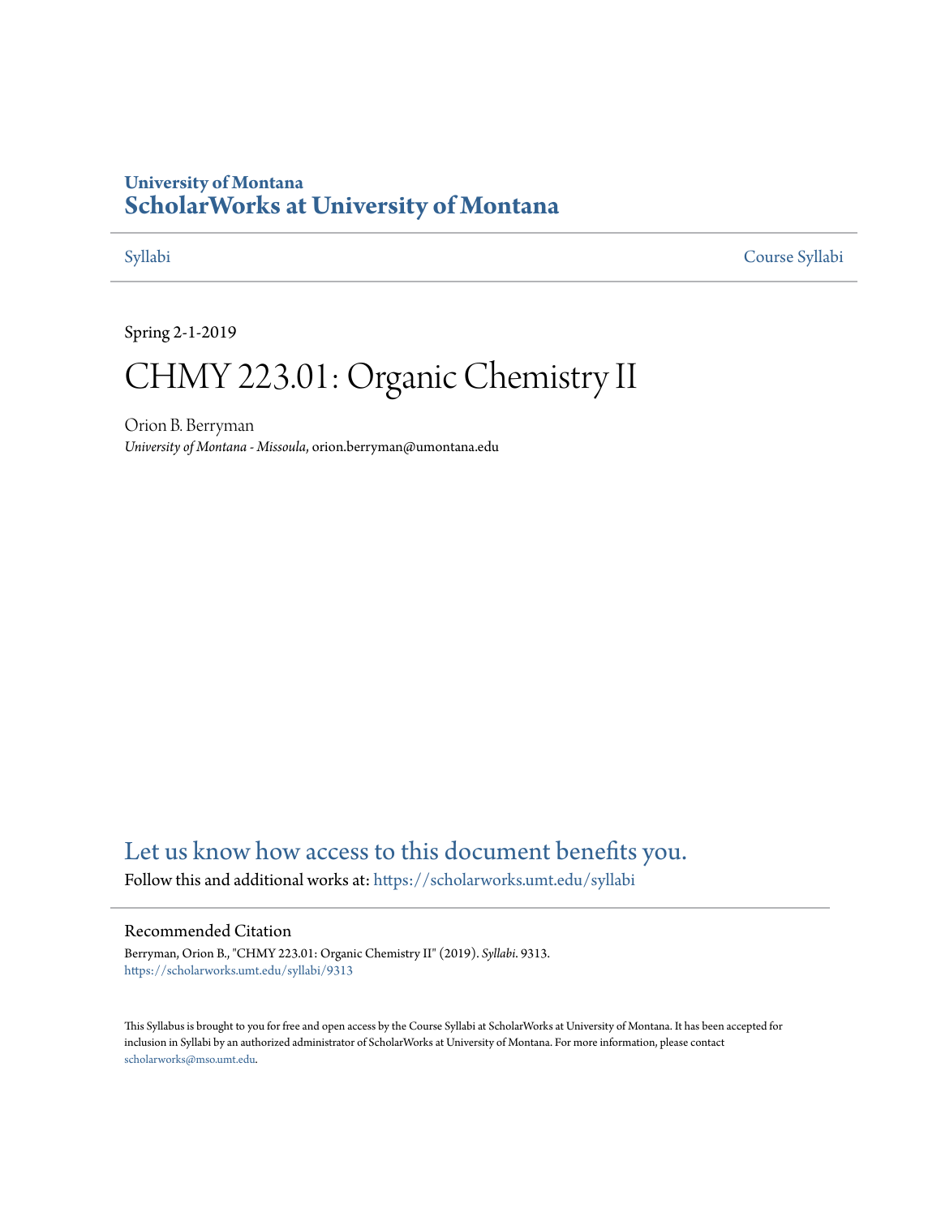University of Montana

# ScholarWorks at University of Montana

Syllabi | Course Syllabi

Spring 2-1-2019

# CHMY 223.01: Organic Chemistry II

Orion B. Berryman
*University of Montana - Missoula*, orion.berryman@umontana.edu

Let us know how access to this document benefits you.

Follow this and additional works at: https://scholarworks.umt.edu/syllabi

## Recommended Citation

Berryman, Orion B., "CHMY 223.01: Organic Chemistry II" (2019). *Syllabi*. 9313.
https://scholarworks.umt.edu/syllabi/9313

This Syllabus is brought to you for free and open access by the Course Syllabi at ScholarWorks at University of Montana. It has been accepted for inclusion in Syllabi by an authorized administrator of ScholarWorks at University of Montana. For more information, please contact scholarworks@mso.umt.edu.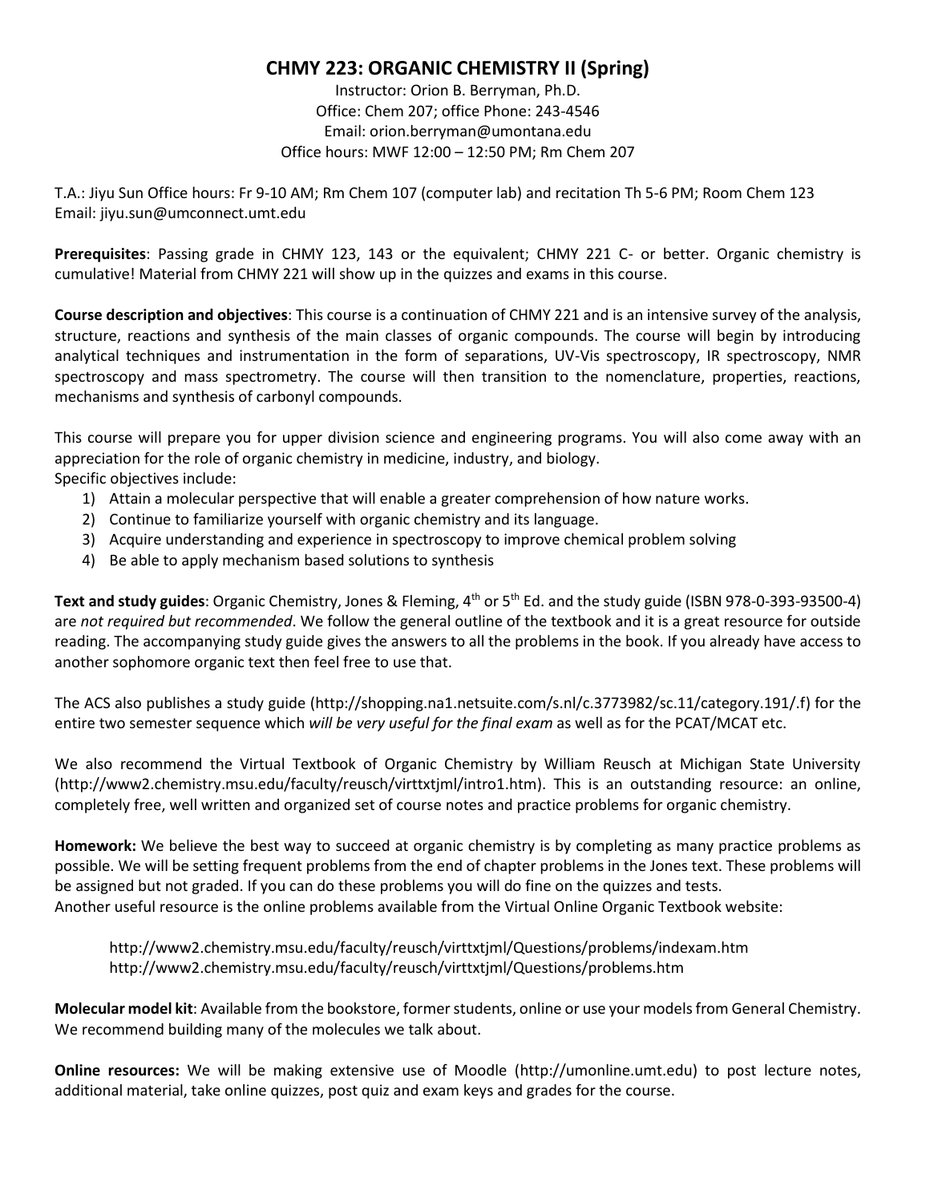# CHMY 223: ORGANIC CHEMISTRY II (Spring)

Instructor: Orion B. Berryman, Ph.D.
Office: Chem 207; office Phone: 243-4546
Email: orion.berryman@umontana.edu
Office hours: MWF 12:00 – 12:50 PM; Rm Chem 207

T.A.: Jiyu Sun Office hours: Fr 9-10 AM; Rm Chem 107 (computer lab) and recitation Th 5-6 PM; Room Chem 123
Email: jiyu.sun@umconnect.umt.edu

**Prerequisites**: Passing grade in CHMY 123, 143 or the equivalent; CHMY 221 C- or better. Organic chemistry is cumulative! Material from CHMY 221 will show up in the quizzes and exams in this course.

**Course description and objectives**: This course is a continuation of CHMY 221 and is an intensive survey of the analysis, structure, reactions and synthesis of the main classes of organic compounds. The course will begin by introducing analytical techniques and instrumentation in the form of separations, UV-Vis spectroscopy, IR spectroscopy, NMR spectroscopy and mass spectrometry. The course will then transition to the nomenclature, properties, reactions, mechanisms and synthesis of carbonyl compounds.

This course will prepare you for upper division science and engineering programs. You will also come away with an appreciation for the role of organic chemistry in medicine, industry, and biology.
Specific objectives include:

1) Attain a molecular perspective that will enable a greater comprehension of how nature works.
2) Continue to familiarize yourself with organic chemistry and its language.
3) Acquire understanding and experience in spectroscopy to improve chemical problem solving
4) Be able to apply mechanism based solutions to synthesis

**Text and study guides**: Organic Chemistry, Jones & Fleming, 4th or 5th Ed. and the study guide (ISBN 978-0-393-93500-4) are *not required but recommended*. We follow the general outline of the textbook and it is a great resource for outside reading. The accompanying study guide gives the answers to all the problems in the book. If you already have access to another sophomore organic text then feel free to use that.

The ACS also publishes a study guide (http://shopping.na1.netsuite.com/s.nl/c.3773982/sc.11/category.191/.f) for the entire two semester sequence which *will be very useful for the final exam* as well as for the PCAT/MCAT etc.

We also recommend the Virtual Textbook of Organic Chemistry by William Reusch at Michigan State University (http://www2.chemistry.msu.edu/faculty/reusch/virttxtjml/intro1.htm). This is an outstanding resource: an online, completely free, well written and organized set of course notes and practice problems for organic chemistry.

**Homework:** We believe the best way to succeed at organic chemistry is by completing as many practice problems as possible. We will be setting frequent problems from the end of chapter problems in the Jones text. These problems will be assigned but not graded. If you can do these problems you will do fine on the quizzes and tests.
Another useful resource is the online problems available from the Virtual Online Organic Textbook website:

http://www2.chemistry.msu.edu/faculty/reusch/virttxtjml/Questions/problems/indexam.htm
http://www2.chemistry.msu.edu/faculty/reusch/virttxtjml/Questions/problems.htm

**Molecular model kit**: Available from the bookstore, former students, online or use your models from General Chemistry. We recommend building many of the molecules we talk about.

**Online resources:** We will be making extensive use of Moodle (http://umonline.umt.edu) to post lecture notes, additional material, take online quizzes, post quiz and exam keys and grades for the course.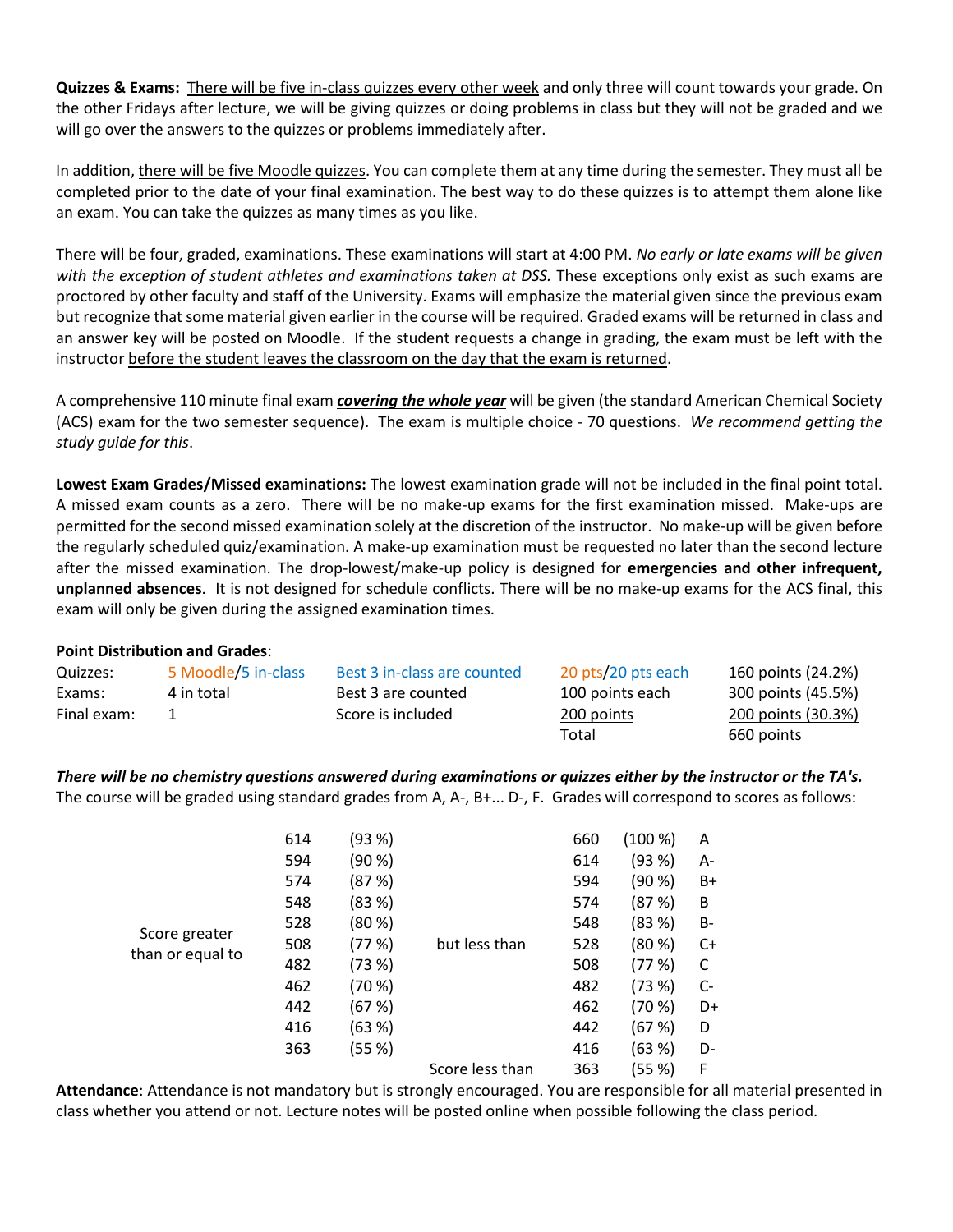**Quizzes & Exams:** There will be five in-class quizzes every other week and only three will count towards your grade. On the other Fridays after lecture, we will be giving quizzes or doing problems in class but they will not be graded and we will go over the answers to the quizzes or problems immediately after.

In addition, there will be five Moodle quizzes. You can complete them at any time during the semester. They must all be completed prior to the date of your final examination. The best way to do these quizzes is to attempt them alone like an exam. You can take the quizzes as many times as you like.

There will be four, graded, examinations. These examinations will start at 4:00 PM. *No early or late exams will be given with the exception of student athletes and examinations taken at DSS.* These exceptions only exist as such exams are proctored by other faculty and staff of the University. Exams will emphasize the material given since the previous exam but recognize that some material given earlier in the course will be required. Graded exams will be returned in class and an answer key will be posted on Moodle. If the student requests a change in grading, the exam must be left with the instructor before the student leaves the classroom on the day that the exam is returned.

A comprehensive 110 minute final exam ***covering the whole year*** will be given (the standard American Chemical Society (ACS) exam for the two semester sequence). The exam is multiple choice - 70 questions. *We recommend getting the study guide for this*.

**Lowest Exam Grades/Missed examinations:** The lowest examination grade will not be included in the final point total. A missed exam counts as a zero. There will be no make-up exams for the first examination missed. Make-ups are permitted for the second missed examination solely at the discretion of the instructor. No make-up will be given before the regularly scheduled quiz/examination. A make-up examination must be requested no later than the second lecture after the missed examination. The drop-lowest/make-up policy is designed for **emergencies and other infrequent, unplanned absences**. It is not designed for schedule conflicts. There will be no make-up exams for the ACS final, this exam will only be given during the assigned examination times.

**Point Distribution and Grades**:

| | | | | |
|---|---|---|---|---|
| Quizzes: | 5 Moodle/5 in-class | Best 3 in-class are counted | 20 pts/20 pts each | 160 points (24.2%) |
| Exams: | 4 in total | Best 3 are counted | 100 points each | 300 points (45.5%) |
| Final exam: | 1 | Score is included | 200 points | 200 points (30.3%) |
| | | | Total | 660 points |

***There will be no chemistry questions answered during examinations or quizzes either by the instructor or the TA's.***
The course will be graded using standard grades from A, A-, B+... D-, F. Grades will correspond to scores as follows:

| | | | | | | |
|---|---|---|---|---|---|---|
| Score greater than or equal to | 614 | (93 %) | but less than | 660 | (100 %) | A |
| | 594 | (90 %) | | 614 | (93 %) | A- |
| | 574 | (87 %) | | 594 | (90 %) | B+ |
| | 548 | (83 %) | | 574 | (87 %) | B |
| | 528 | (80 %) | | 548 | (83 %) | B- |
| | 508 | (77 %) | | 528 | (80 %) | C+ |
| | 482 | (73 %) | | 508 | (77 %) | C |
| | 462 | (70 %) | | 482 | (73 %) | C- |
| | 442 | (67 %) | | 462 | (70 %) | D+ |
| | 416 | (63 %) | | 442 | (67 %) | D |
| | 363 | (55 %) | | 416 | (63 %) | D- |
| | | | Score less than | 363 | (55 %) | F |

**Attendance**: Attendance is not mandatory but is strongly encouraged. You are responsible for all material presented in class whether you attend or not. Lecture notes will be posted online when possible following the class period.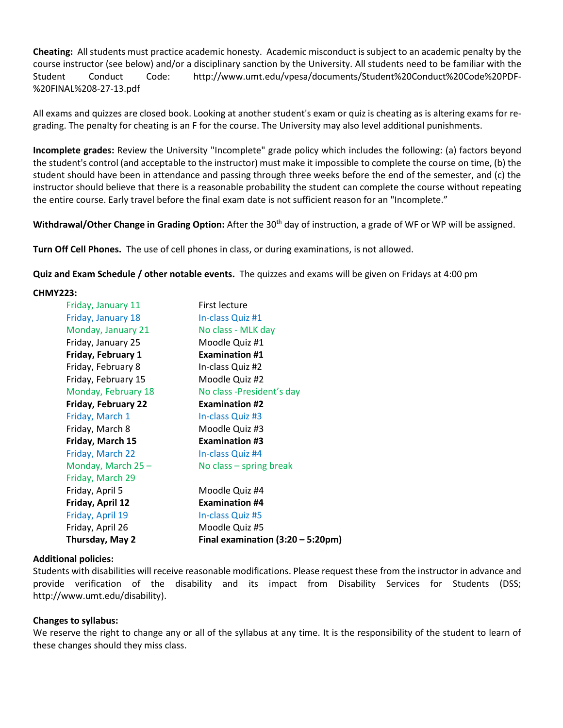**Cheating:** All students must practice academic honesty. Academic misconduct is subject to an academic penalty by the course instructor (see below) and/or a disciplinary sanction by the University. All students need to be familiar with the Student Conduct Code: http://www.umt.edu/vpesa/documents/Student%20Conduct%20Code%20PDF-%20FINAL%208-27-13.pdf

All exams and quizzes are closed book. Looking at another student's exam or quiz is cheating as is altering exams for re-grading. The penalty for cheating is an F for the course. The University may also level additional punishments.

**Incomplete grades:** Review the University "Incomplete" grade policy which includes the following: (a) factors beyond the student's control (and acceptable to the instructor) must make it impossible to complete the course on time, (b) the student should have been in attendance and passing through three weeks before the end of the semester, and (c) the instructor should believe that there is a reasonable probability the student can complete the course without repeating the entire course. Early travel before the final exam date is not sufficient reason for an "Incomplete."

**Withdrawal/Other Change in Grading Option:** After the 30th day of instruction, a grade of WF or WP will be assigned.

**Turn Off Cell Phones.** The use of cell phones in class, or during examinations, is not allowed.

**Quiz and Exam Schedule / other notable events.** The quizzes and exams will be given on Fridays at 4:00 pm

**CHMY223:**

| | |
|---|---|
| Friday, January 11 | First lecture |
| Friday, January 18 | In-class Quiz #1 |
| Monday, January 21 | No class - MLK day |
| Friday, January 25 | Moodle Quiz #1 |
| **Friday, February 1** | **Examination #1** |
| Friday, February 8 | In-class Quiz #2 |
| Friday, February 15 | Moodle Quiz #2 |
| Monday, February 18 | No class -President's day |
| **Friday, February 22** | **Examination #2** |
| Friday, March 1 | In-class Quiz #3 |
| Friday, March 8 | Moodle Quiz #3 |
| **Friday, March 15** | **Examination #3** |
| Friday, March 22 | In-class Quiz #4 |
| Monday, March 25 – Friday, March 29 | No class – spring break |
| Friday, April 5 | Moodle Quiz #4 |
| **Friday, April 12** | **Examination #4** |
| Friday, April 19 | In-class Quiz #5 |
| Friday, April 26 | Moodle Quiz #5 |
| **Thursday, May 2** | **Final examination (3:20 – 5:20pm)** |

**Additional policies:**

Students with disabilities will receive reasonable modifications. Please request these from the instructor in advance and provide verification of the disability and its impact from Disability Services for Students (DSS; http://www.umt.edu/disability).

**Changes to syllabus:**

We reserve the right to change any or all of the syllabus at any time. It is the responsibility of the student to learn of these changes should they miss class.